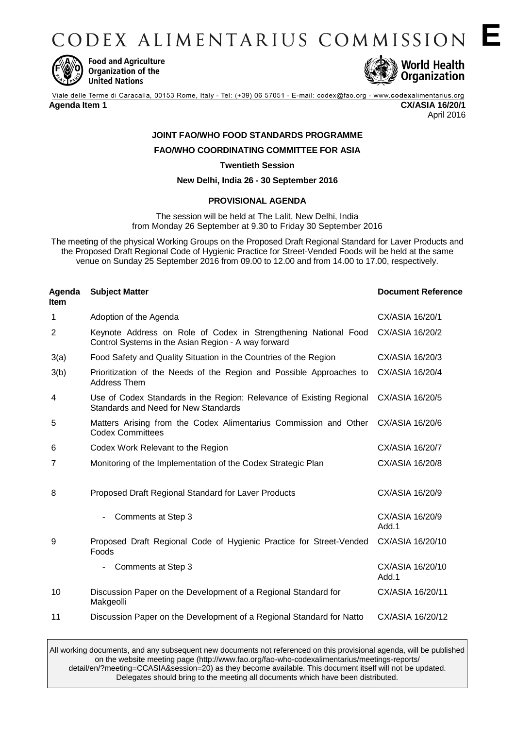# CODEX ALIMENTARIUS COMMISSION **E**

**Food and Agriculture Organization of the United Nations**

**World Health Organization**

Viale delle Terme di Caracalla, 00153 Rome, Italy - Tel: (+39) 06 57051 - E-mail: codex@fao.org - www.codexalimentarius.org

**Agenda Item 1** **CX/ASIA 16/20/1**

April 2016

**JOINT FAO/WHO FOOD STANDARDS PROGRAMME**

**FAO/WHO COORDINATING COMMITTEE FOR ASIA**

**Twentieth Session**

**New Delhi, India 26 - 30 September 2016**

**PROVISIONAL AGENDA**

The session will be held at The Lalit, New Delhi, India from Monday 26 September at 9.30 to Friday 30 September 2016

The meeting of the physical Working Groups on the Proposed Draft Regional Standard for Laver Products and the Proposed Draft Regional Code of Hygienic Practice for Street-Vended Foods will be held at the same venue on Sunday 25 September 2016 from 09.00 to 12.00 and from 14.00 to 17.00, respectively.

| Agenda Item | Subject Matter | Document Reference |
|---|---|---|
| 1 | Adoption of the Agenda | CX/ASIA 16/20/1 |
| 2 | Keynote Address on Role of Codex in Strengthening National Food Control Systems in the Asian Region - A way forward | CX/ASIA 16/20/2 |
| 3(a) | Food Safety and Quality Situation in the Countries of the Region | CX/ASIA 16/20/3 |
| 3(b) | Prioritization of the Needs of the Region and Possible Approaches to Address Them | CX/ASIA 16/20/4 |
| 4 | Use of Codex Standards in the Region: Relevance of Existing Regional Standards and Need for New Standards | CX/ASIA 16/20/5 |
| 5 | Matters Arising from the Codex Alimentarius Commission and Other Codex Committees | CX/ASIA 16/20/6 |
| 6 | Codex Work Relevant to the Region | CX/ASIA 16/20/7 |
| 7 | Monitoring of the Implementation of the Codex Strategic Plan | CX/ASIA 16/20/8 |
| 8 | Proposed Draft Regional Standard for Laver Products | CX/ASIA 16/20/9 |
| | - Comments at Step 3 | CX/ASIA 16/20/9 Add.1 |
| 9 | Proposed Draft Regional Code of Hygienic Practice for Street-Vended Foods | CX/ASIA 16/20/10 |
| | - Comments at Step 3 | CX/ASIA 16/20/10 Add.1 |
| 10 | Discussion Paper on the Development of a Regional Standard for Makgeolli | CX/ASIA 16/20/11 |
| 11 | Discussion Paper on the Development of a Regional Standard for Natto | CX/ASIA 16/20/12 |

All working documents, and any subsequent new documents not referenced on this provisional agenda, will be published on the website meeting page (http://www.fao.org/fao-who-codexalimentarius/meetings-reports/detail/en/?meeting=CCASIA&session=20) as they become available. This document itself will not be updated. Delegates should bring to the meeting all documents which have been distributed.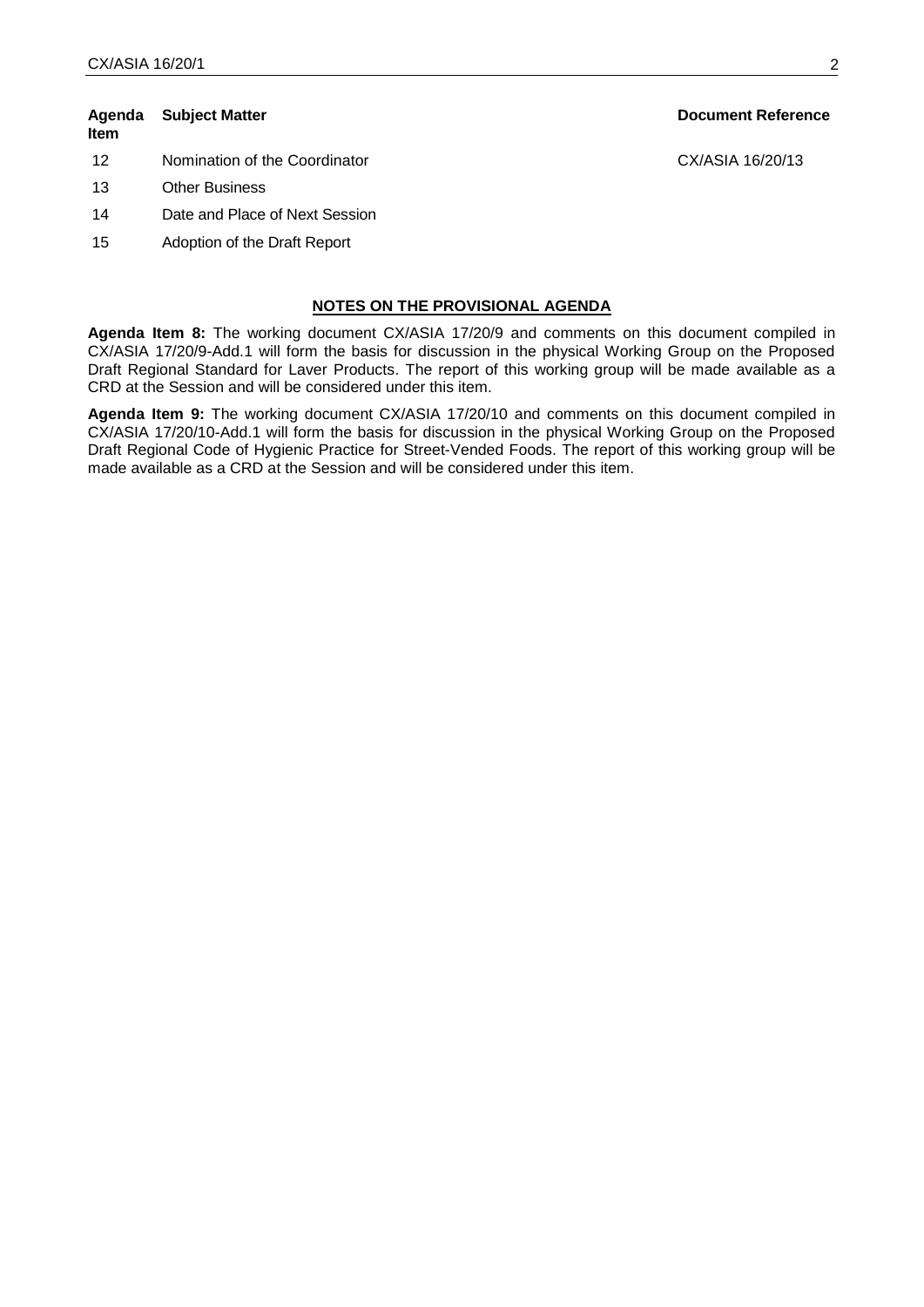| Agenda Item | Subject Matter | Document Reference |
|---|---|---|
| 12 | Nomination of the Coordinator | CX/ASIA 16/20/13 |
| 13 | Other Business | |
| 14 | Date and Place of Next Session | |
| 15 | Adoption of the Draft Report | |

## NOTES ON THE PROVISIONAL AGENDA

**Agenda Item 8:** The working document CX/ASIA 17/20/9 and comments on this document compiled in CX/ASIA 17/20/9-Add.1 will form the basis for discussion in the physical Working Group on the Proposed Draft Regional Standard for Laver Products. The report of this working group will be made available as a CRD at the Session and will be considered under this item.

**Agenda Item 9:** The working document CX/ASIA 17/20/10 and comments on this document compiled in CX/ASIA 17/20/10-Add.1 will form the basis for discussion in the physical Working Group on the Proposed Draft Regional Code of Hygienic Practice for Street-Vended Foods. The report of this working group will be made available as a CRD at the Session and will be considered under this item.